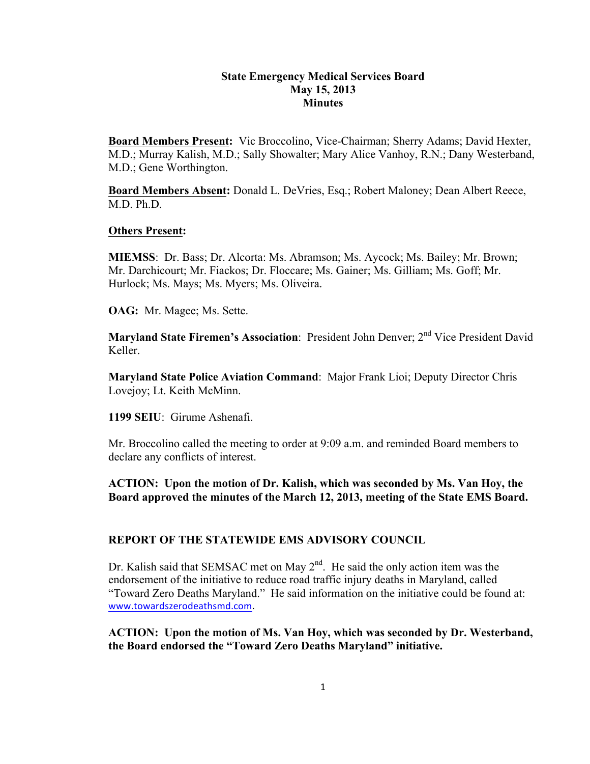# State Emergency Medical Services Board
## May 15, 2013
## Minutes

**Board Members Present:** Vic Broccolino, Vice-Chairman; Sherry Adams; David Hexter, M.D.; Murray Kalish, M.D.; Sally Showalter; Mary Alice Vanhoy, R.N.; Dany Westerband, M.D.; Gene Worthington.

**Board Members Absent:** Donald L. DeVries, Esq.; Robert Maloney; Dean Albert Reece, M.D. Ph.D.

**Others Present:**

**MIEMSS**: Dr. Bass; Dr. Alcorta: Ms. Abramson; Ms. Aycock; Ms. Bailey; Mr. Brown; Mr. Darchicourt; Mr. Fiackos; Dr. Floccare; Ms. Gainer; Ms. Gilliam; Ms. Goff; Mr. Hurlock; Ms. Mays; Ms. Myers; Ms. Oliveira.

**OAG:** Mr. Magee; Ms. Sette.

**Maryland State Firemen's Association**: President John Denver; 2nd Vice President David Keller.

**Maryland State Police Aviation Command**: Major Frank Lioi; Deputy Director Chris Lovejoy; Lt. Keith McMinn.

**1199 SEIU**: Girume Ashenafi.

Mr. Broccolino called the meeting to order at 9:09 a.m. and reminded Board members to declare any conflicts of interest.

**ACTION: Upon the motion of Dr. Kalish, which was seconded by Ms. Van Hoy, the Board approved the minutes of the March 12, 2013, meeting of the State EMS Board.**

## REPORT OF THE STATEWIDE EMS ADVISORY COUNCIL

Dr. Kalish said that SEMSAC met on May 2nd. He said the only action item was the endorsement of the initiative to reduce road traffic injury deaths in Maryland, called "Toward Zero Deaths Maryland." He said information on the initiative could be found at: www.towardszerodeathsmd.com.

**ACTION: Upon the motion of Ms. Van Hoy, which was seconded by Dr. Westerband, the Board endorsed the "Toward Zero Deaths Maryland" initiative.**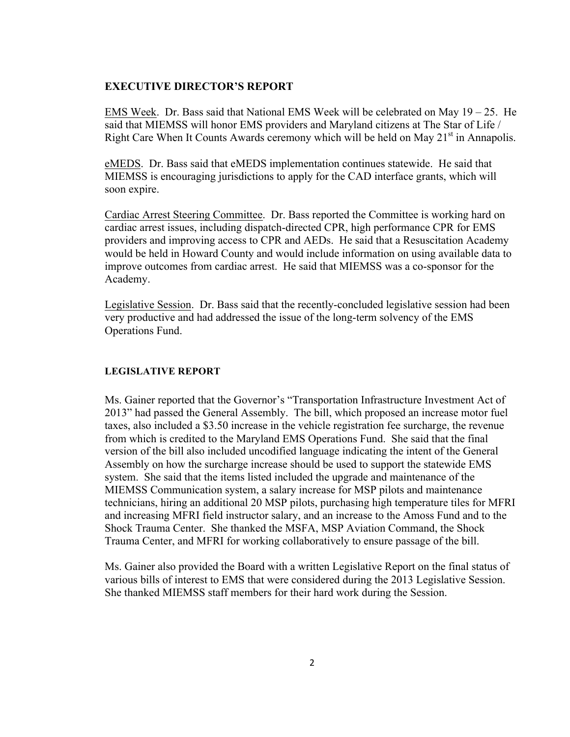## EXECUTIVE DIRECTOR'S REPORT

EMS Week. Dr. Bass said that National EMS Week will be celebrated on May 19 – 25. He said that MIEMSS will honor EMS providers and Maryland citizens at The Star of Life / Right Care When It Counts Awards ceremony which will be held on May 21st in Annapolis.

eMEDS. Dr. Bass said that eMEDS implementation continues statewide. He said that MIEMSS is encouraging jurisdictions to apply for the CAD interface grants, which will soon expire.

Cardiac Arrest Steering Committee. Dr. Bass reported the Committee is working hard on cardiac arrest issues, including dispatch-directed CPR, high performance CPR for EMS providers and improving access to CPR and AEDs. He said that a Resuscitation Academy would be held in Howard County and would include information on using available data to improve outcomes from cardiac arrest. He said that MIEMSS was a co-sponsor for the Academy.

Legislative Session. Dr. Bass said that the recently-concluded legislative session had been very productive and had addressed the issue of the long-term solvency of the EMS Operations Fund.

## LEGISLATIVE REPORT

Ms. Gainer reported that the Governor's "Transportation Infrastructure Investment Act of 2013" had passed the General Assembly. The bill, which proposed an increase motor fuel taxes, also included a $3.50 increase in the vehicle registration fee surcharge, the revenue from which is credited to the Maryland EMS Operations Fund. She said that the final version of the bill also included uncodified language indicating the intent of the General Assembly on how the surcharge increase should be used to support the statewide EMS system. She said that the items listed included the upgrade and maintenance of the MIEMSS Communication system, a salary increase for MSP pilots and maintenance technicians, hiring an additional 20 MSP pilots, purchasing high temperature tiles for MFRI and increasing MFRI field instructor salary, and an increase to the Amoss Fund and to the Shock Trauma Center. She thanked the MSFA, MSP Aviation Command, the Shock Trauma Center, and MFRI for working collaboratively to ensure passage of the bill.

Ms. Gainer also provided the Board with a written Legislative Report on the final status of various bills of interest to EMS that were considered during the 2013 Legislative Session. She thanked MIEMSS staff members for their hard work during the Session.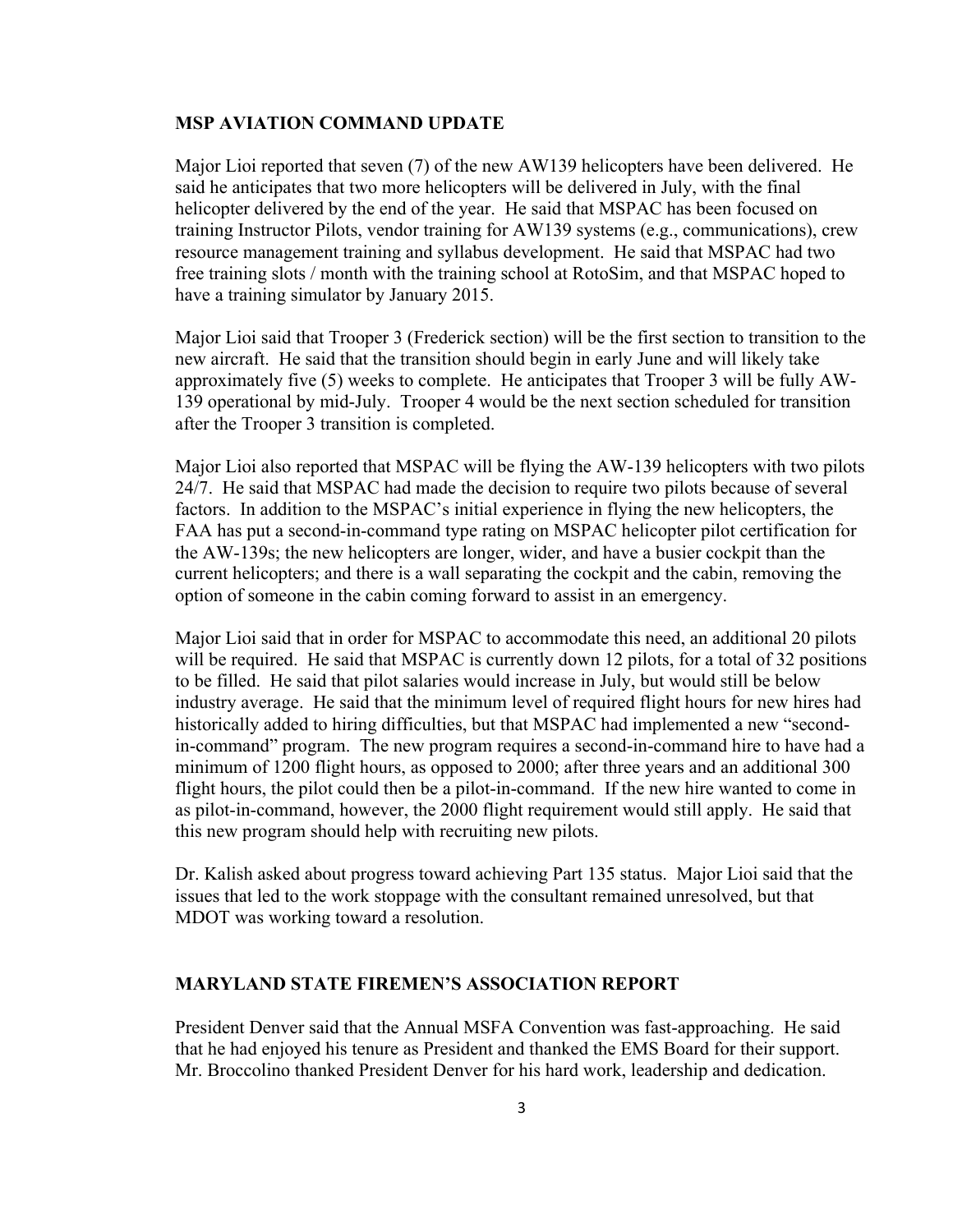**MSP AVIATION COMMAND UPDATE**

Major Lioi reported that seven (7) of the new AW139 helicopters have been delivered. He said he anticipates that two more helicopters will be delivered in July, with the final helicopter delivered by the end of the year. He said that MSPAC has been focused on training Instructor Pilots, vendor training for AW139 systems (e.g., communications), crew resource management training and syllabus development. He said that MSPAC had two free training slots / month with the training school at RotoSim, and that MSPAC hoped to have a training simulator by January 2015.

Major Lioi said that Trooper 3 (Frederick section) will be the first section to transition to the new aircraft. He said that the transition should begin in early June and will likely take approximately five (5) weeks to complete. He anticipates that Trooper 3 will be fully AW-139 operational by mid-July. Trooper 4 would be the next section scheduled for transition after the Trooper 3 transition is completed.

Major Lioi also reported that MSPAC will be flying the AW-139 helicopters with two pilots 24/7. He said that MSPAC had made the decision to require two pilots because of several factors. In addition to the MSPAC's initial experience in flying the new helicopters, the FAA has put a second-in-command type rating on MSPAC helicopter pilot certification for the AW-139s; the new helicopters are longer, wider, and have a busier cockpit than the current helicopters; and there is a wall separating the cockpit and the cabin, removing the option of someone in the cabin coming forward to assist in an emergency.

Major Lioi said that in order for MSPAC to accommodate this need, an additional 20 pilots will be required. He said that MSPAC is currently down 12 pilots, for a total of 32 positions to be filled. He said that pilot salaries would increase in July, but would still be below industry average. He said that the minimum level of required flight hours for new hires had historically added to hiring difficulties, but that MSPAC had implemented a new "second-in-command" program. The new program requires a second-in-command hire to have had a minimum of 1200 flight hours, as opposed to 2000; after three years and an additional 300 flight hours, the pilot could then be a pilot-in-command. If the new hire wanted to come in as pilot-in-command, however, the 2000 flight requirement would still apply. He said that this new program should help with recruiting new pilots.

Dr. Kalish asked about progress toward achieving Part 135 status. Major Lioi said that the issues that led to the work stoppage with the consultant remained unresolved, but that MDOT was working toward a resolution.

**MARYLAND STATE FIREMEN'S ASSOCIATION REPORT**

President Denver said that the Annual MSFA Convention was fast-approaching. He said that he had enjoyed his tenure as President and thanked the EMS Board for their support. Mr. Broccolino thanked President Denver for his hard work, leadership and dedication.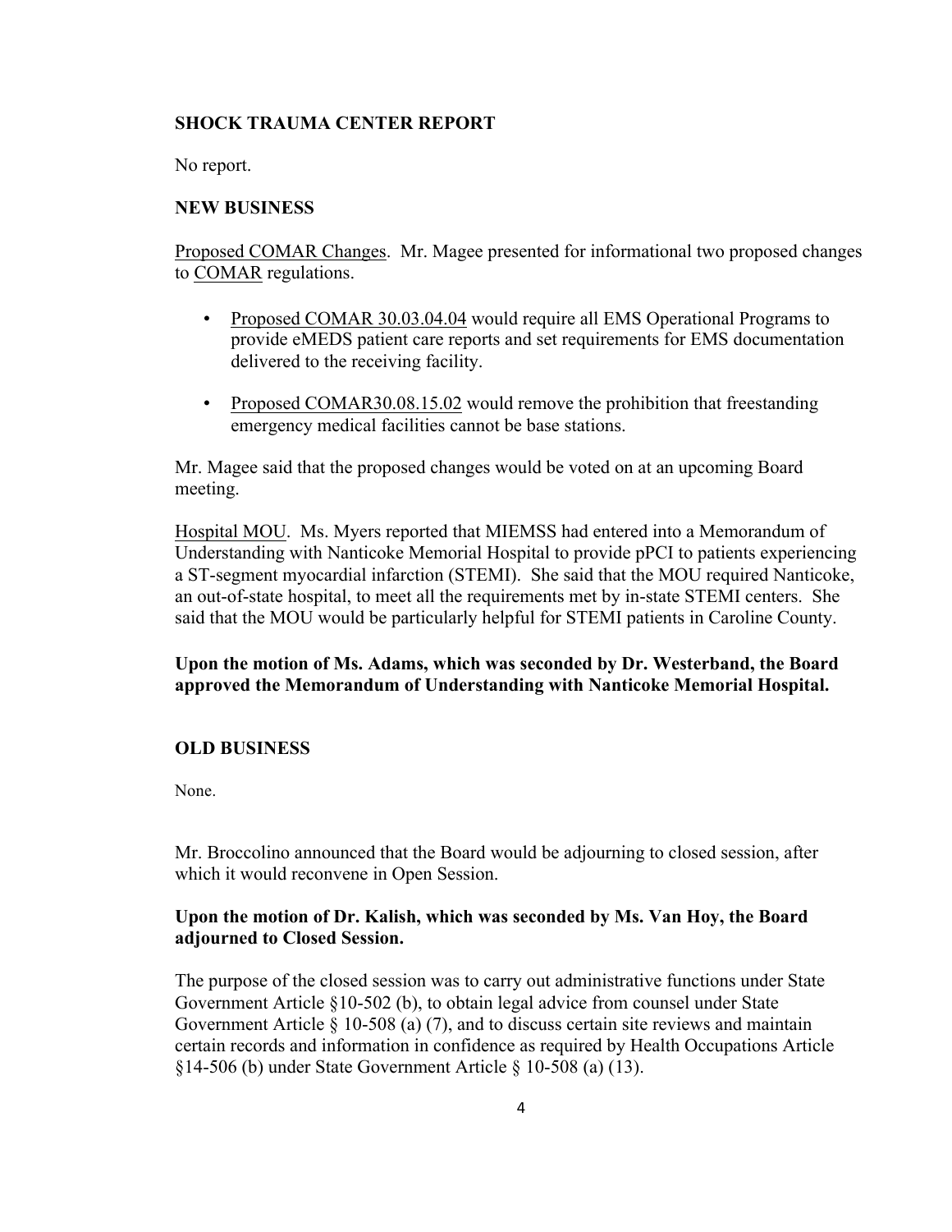**SHOCK TRAUMA CENTER REPORT**

No report.

**NEW BUSINESS**

Proposed COMAR Changes. Mr. Magee presented for informational two proposed changes to COMAR regulations.

- Proposed COMAR 30.03.04.04 would require all EMS Operational Programs to provide eMEDS patient care reports and set requirements for EMS documentation delivered to the receiving facility.
- Proposed COMAR30.08.15.02 would remove the prohibition that freestanding emergency medical facilities cannot be base stations.

Mr. Magee said that the proposed changes would be voted on at an upcoming Board meeting.

Hospital MOU. Ms. Myers reported that MIEMSS had entered into a Memorandum of Understanding with Nanticoke Memorial Hospital to provide pPCI to patients experiencing a ST-segment myocardial infarction (STEMI). She said that the MOU required Nanticoke, an out-of-state hospital, to meet all the requirements met by in-state STEMI centers. She said that the MOU would be particularly helpful for STEMI patients in Caroline County.

**Upon the motion of Ms. Adams, which was seconded by Dr. Westerband, the Board approved the Memorandum of Understanding with Nanticoke Memorial Hospital.**

**OLD BUSINESS**

None.

Mr. Broccolino announced that the Board would be adjourning to closed session, after which it would reconvene in Open Session.

**Upon the motion of Dr. Kalish, which was seconded by Ms. Van Hoy, the Board adjourned to Closed Session.**

The purpose of the closed session was to carry out administrative functions under State Government Article §10-502 (b), to obtain legal advice from counsel under State Government Article § 10-508 (a) (7), and to discuss certain site reviews and maintain certain records and information in confidence as required by Health Occupations Article §14-506 (b) under State Government Article § 10-508 (a) (13).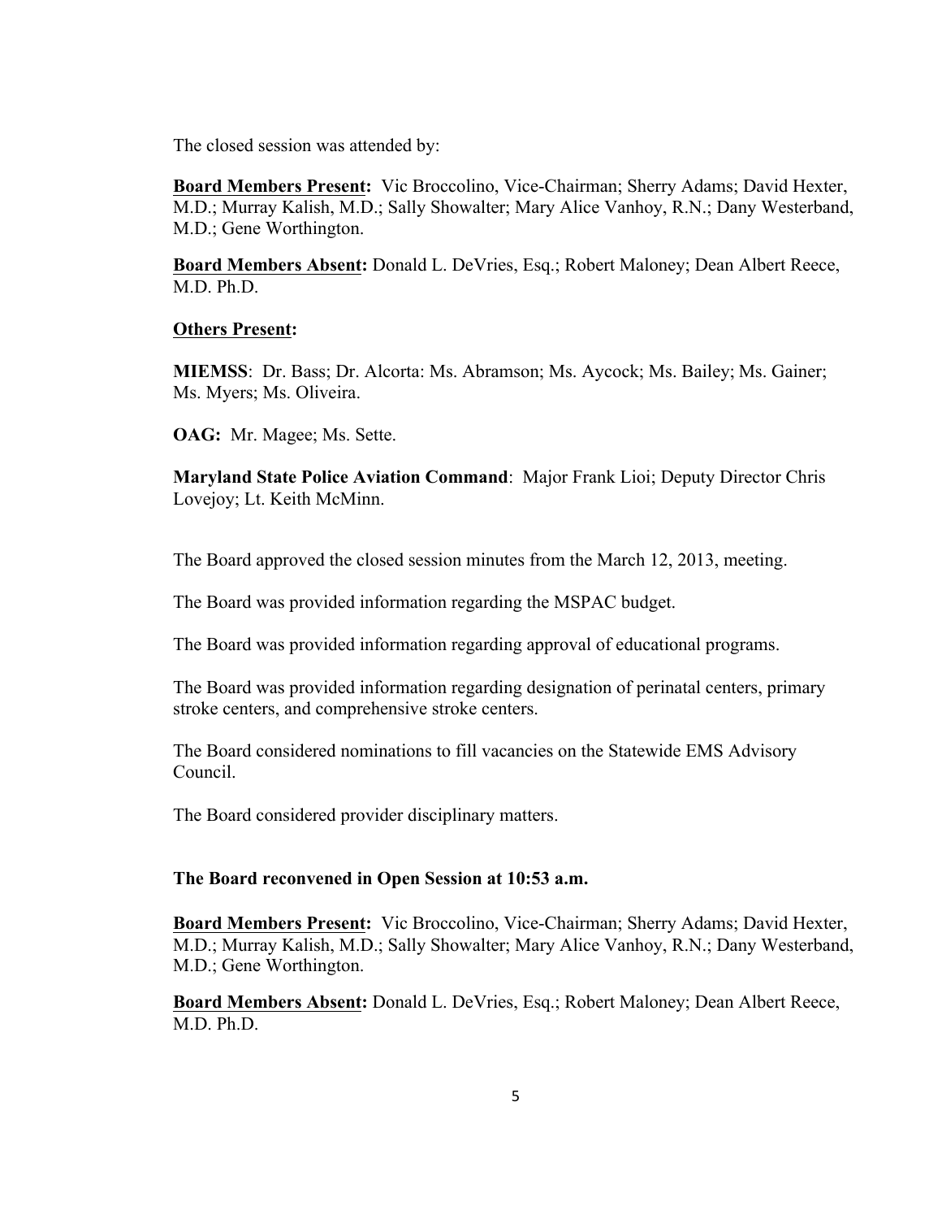The closed session was attended by:

**Board Members Present:** Vic Broccolino, Vice-Chairman; Sherry Adams; David Hexter, M.D.; Murray Kalish, M.D.; Sally Showalter; Mary Alice Vanhoy, R.N.; Dany Westerband, M.D.; Gene Worthington.

**Board Members Absent:** Donald L. DeVries, Esq.; Robert Maloney; Dean Albert Reece, M.D. Ph.D.

**Others Present:**

**MIEMSS**: Dr. Bass; Dr. Alcorta: Ms. Abramson; Ms. Aycock; Ms. Bailey; Ms. Gainer; Ms. Myers; Ms. Oliveira.

**OAG:** Mr. Magee; Ms. Sette.

**Maryland State Police Aviation Command**: Major Frank Lioi; Deputy Director Chris Lovejoy; Lt. Keith McMinn.

The Board approved the closed session minutes from the March 12, 2013, meeting.

The Board was provided information regarding the MSPAC budget.

The Board was provided information regarding approval of educational programs.

The Board was provided information regarding designation of perinatal centers, primary stroke centers, and comprehensive stroke centers.

The Board considered nominations to fill vacancies on the Statewide EMS Advisory Council.

The Board considered provider disciplinary matters.

**The Board reconvened in Open Session at 10:53 a.m.**

**Board Members Present:** Vic Broccolino, Vice-Chairman; Sherry Adams; David Hexter, M.D.; Murray Kalish, M.D.; Sally Showalter; Mary Alice Vanhoy, R.N.; Dany Westerband, M.D.; Gene Worthington.

**Board Members Absent:** Donald L. DeVries, Esq.; Robert Maloney; Dean Albert Reece, M.D. Ph.D.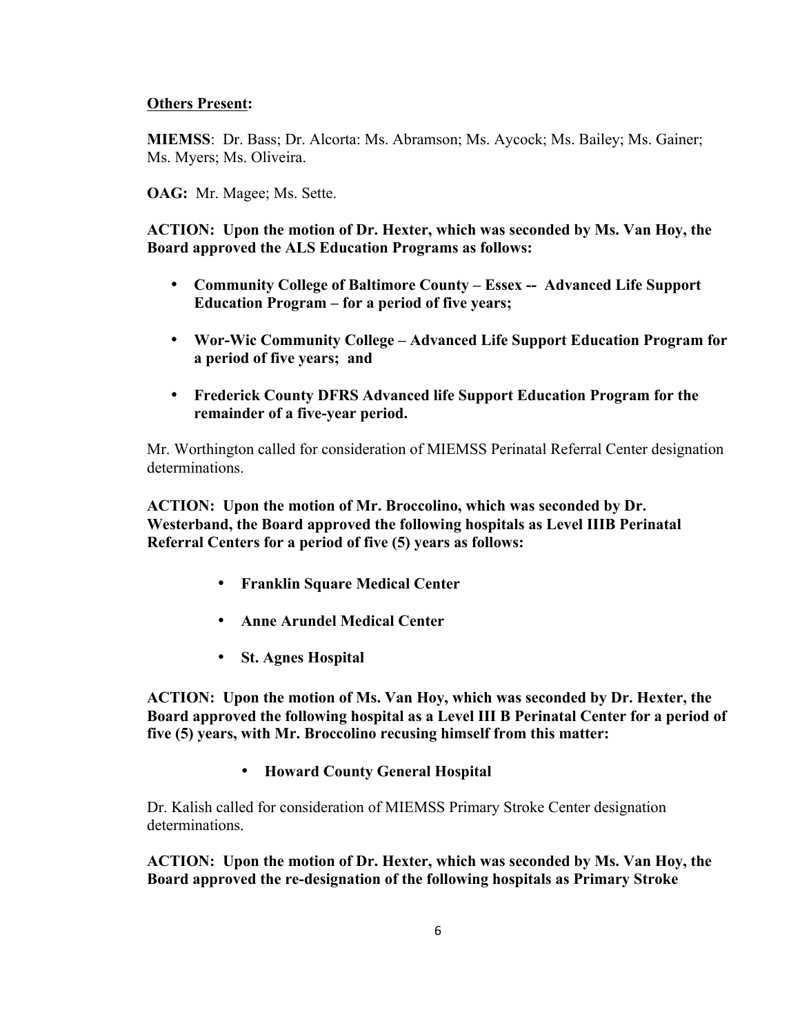<u>**Others Present**</u>**:**

**MIEMSS**: Dr. Bass; Dr. Alcorta: Ms. Abramson; Ms. Aycock; Ms. Bailey; Ms. Gainer; Ms. Myers; Ms. Oliveira.

**OAG:** Mr. Magee; Ms. Sette.

**ACTION: Upon the motion of Dr. Hexter, which was seconded by Ms. Van Hoy, the Board approved the ALS Education Programs as follows:**

- **Community College of Baltimore County – Essex -- Advanced Life Support Education Program – for a period of five years;**
- **Wor-Wic Community College – Advanced Life Support Education Program for a period of five years; and**
- **Frederick County DFRS Advanced life Support Education Program for the remainder of a five-year period.**

Mr. Worthington called for consideration of MIEMSS Perinatal Referral Center designation determinations.

**ACTION: Upon the motion of Mr. Broccolino, which was seconded by Dr. Westerband, the Board approved the following hospitals as Level IIIB Perinatal Referral Centers for a period of five (5) years as follows:**

- **Franklin Square Medical Center**
- **Anne Arundel Medical Center**
- **St. Agnes Hospital**

**ACTION: Upon the motion of Ms. Van Hoy, which was seconded by Dr. Hexter, the Board approved the following hospital as a Level III B Perinatal Center for a period of five (5) years, with Mr. Broccolino recusing himself from this matter:**

- **Howard County General Hospital**

Dr. Kalish called for consideration of MIEMSS Primary Stroke Center designation determinations.

**ACTION: Upon the motion of Dr. Hexter, which was seconded by Ms. Van Hoy, the Board approved the re-designation of the following hospitals as Primary Stroke**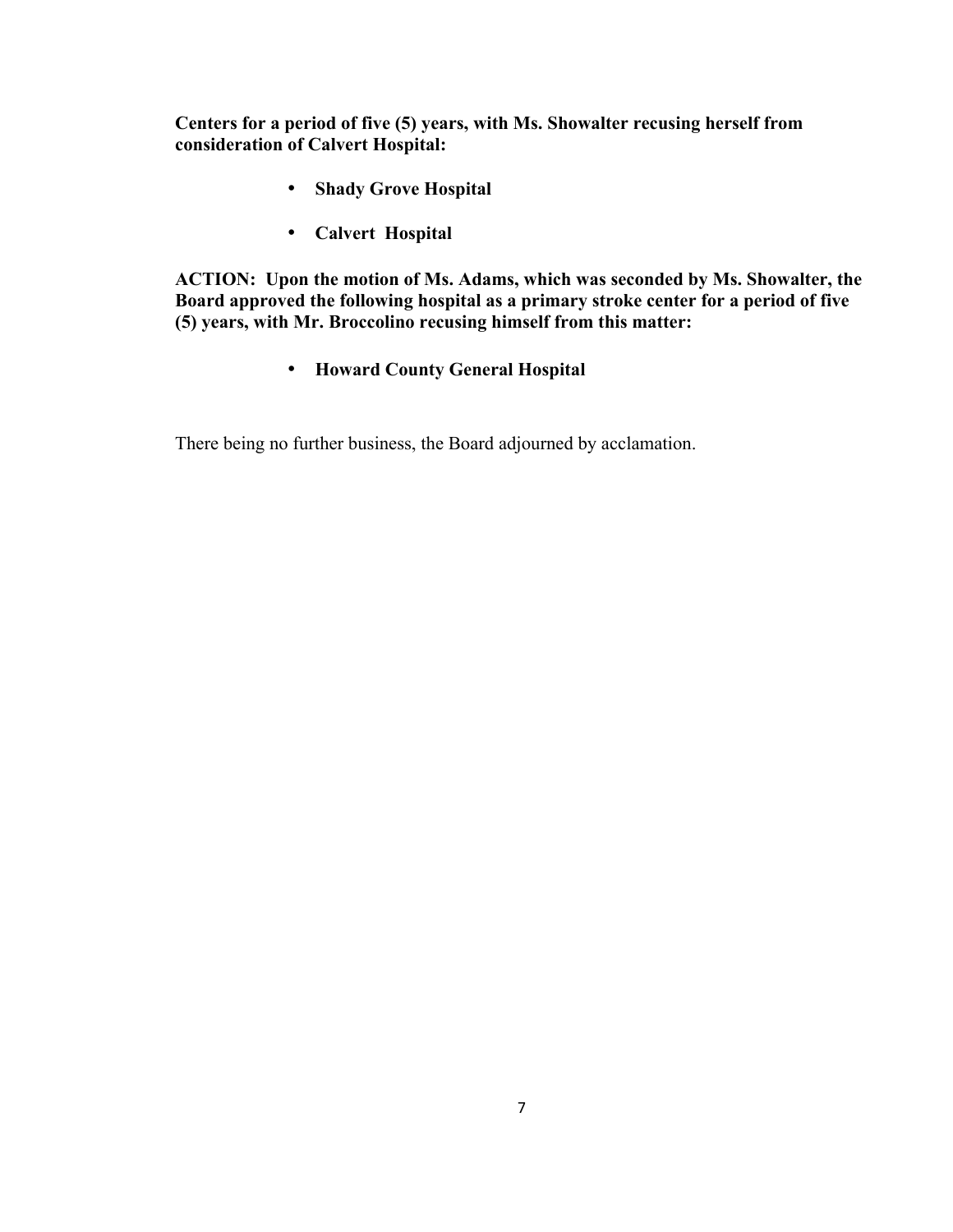**Centers for a period of five (5) years, with Ms. Showalter recusing herself from consideration of Calvert Hospital:**

- **Shady Grove Hospital**
- **Calvert Hospital**

**ACTION: Upon the motion of Ms. Adams, which was seconded by Ms. Showalter, the Board approved the following hospital as a primary stroke center for a period of five (5) years, with Mr. Broccolino recusing himself from this matter:**

- **Howard County General Hospital**

There being no further business, the Board adjourned by acclamation.